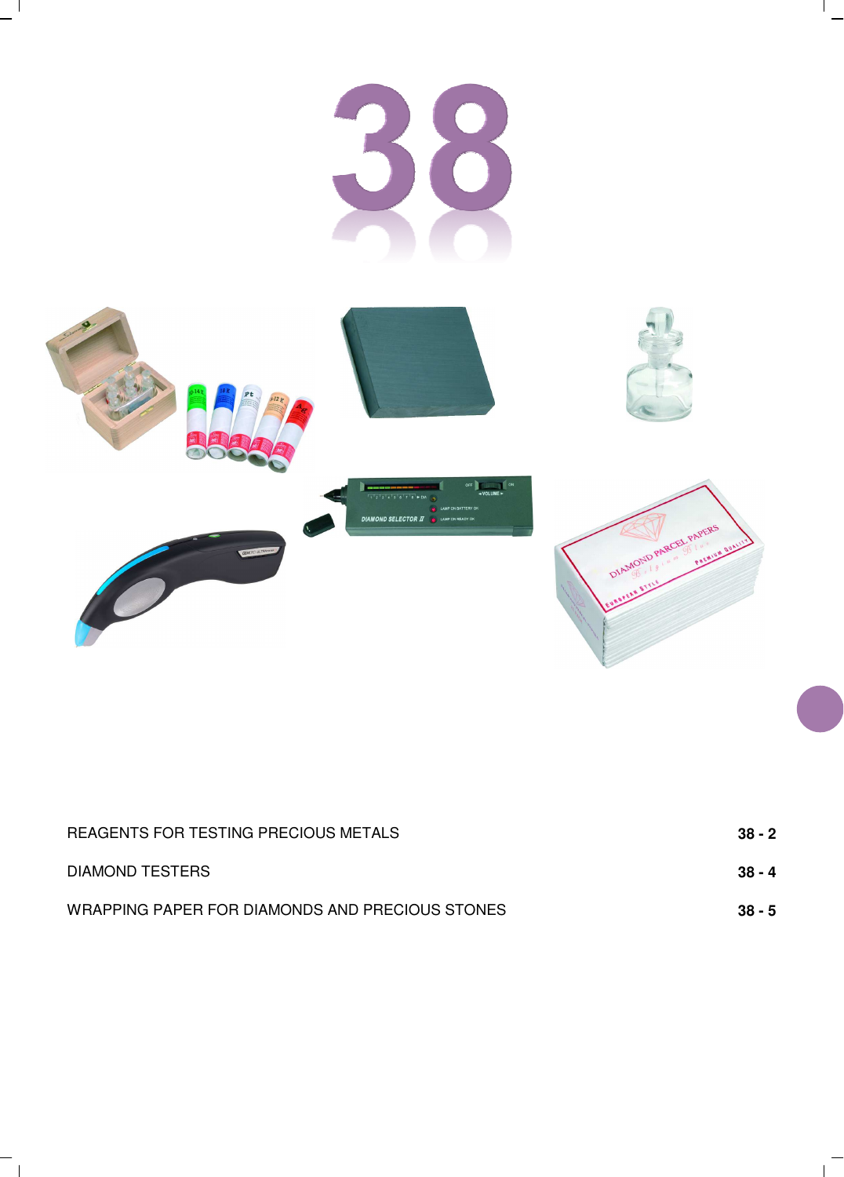# 38

| | |
|---|---|
| REAGENTS FOR TESTING PRECIOUS METALS | 38 - 2 |
| DIAMOND TESTERS | 38 - 4 |
| WRAPPING PAPER FOR DIAMONDS AND PRECIOUS STONES | 38 - 5 |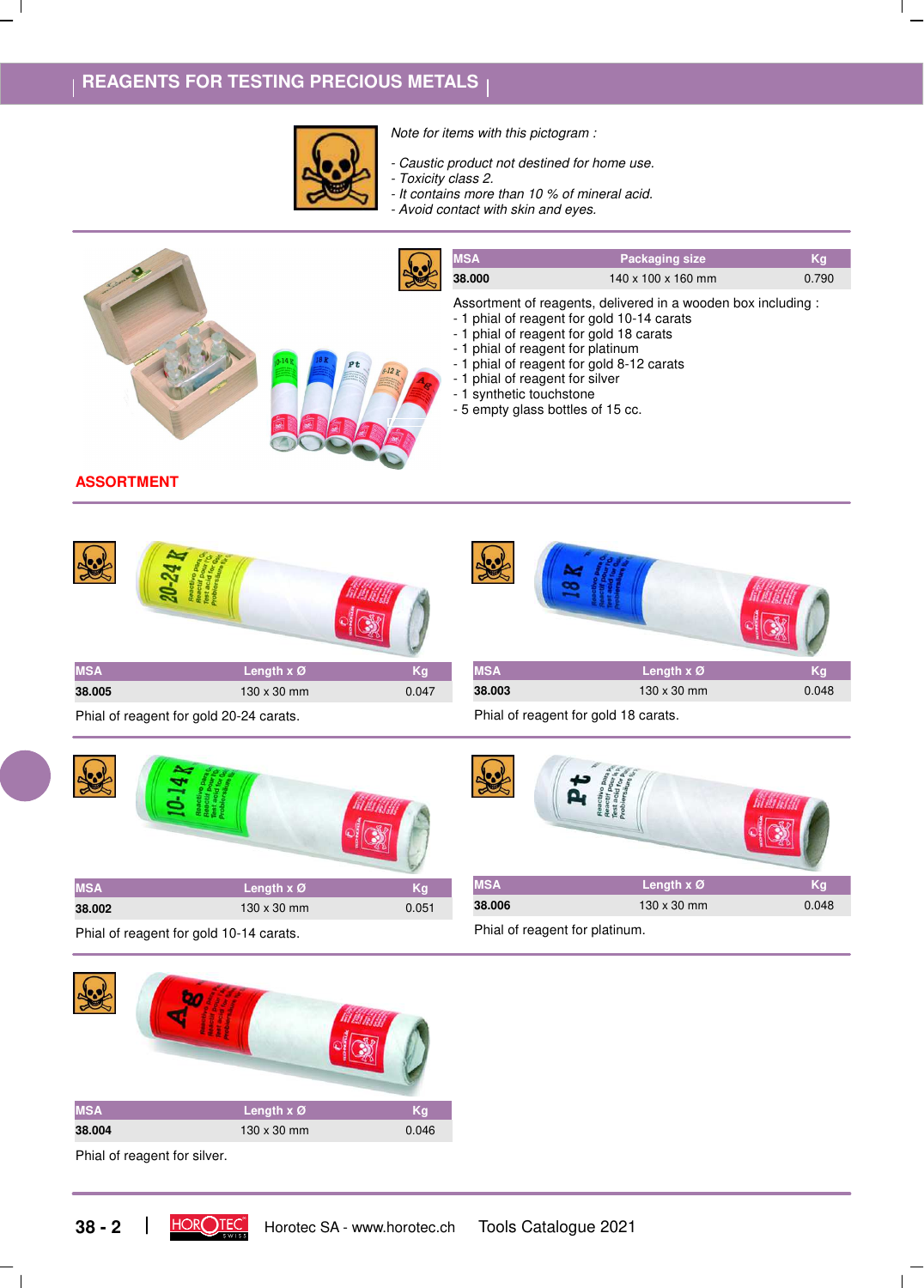## REAGENTS FOR TESTING PRECIOUS METALS

*Note for items with this pictogram :*

*- Caustic product not destined for home use.*
*- Toxicity class 2.*
*- It contains more than 10 % of mineral acid.*
*- Avoid contact with skin and eyes.*

| MSA | Packaging size | Kg |
|---|---|---|
| **38.000** | 140 x 100 x 160 mm | 0.790 |

Assortment of reagents, delivered in a wooden box including :
- 1 phial of reagent for gold 10-14 carats
- 1 phial of reagent for gold 18 carats
- 1 phial of reagent for platinum
- 1 phial of reagent for gold 8-12 carats
- 1 phial of reagent for silver
- 1 synthetic touchstone
- 5 empty glass bottles of 15 cc.

### ASSORTMENT

| MSA | Length x Ø | Kg |
|---|---|---|
| **38.005** | 130 x 30 mm | 0.047 |

Phial of reagent for gold 20-24 carats.

| MSA | Length x Ø | Kg |
|---|---|---|
| **38.003** | 130 x 30 mm | 0.048 |

Phial of reagent for gold 18 carats.

| MSA | Length x Ø | Kg |
|---|---|---|
| **38.002** | 130 x 30 mm | 0.051 |

Phial of reagent for gold 10-14 carats.

| MSA | Length x Ø | Kg |
|---|---|---|
| **38.006** | 130 x 30 mm | 0.048 |

Phial of reagent for platinum.

| MSA | Length x Ø | Kg |
|---|---|---|
| **38.004** | 130 x 30 mm | 0.046 |

Phial of reagent for silver.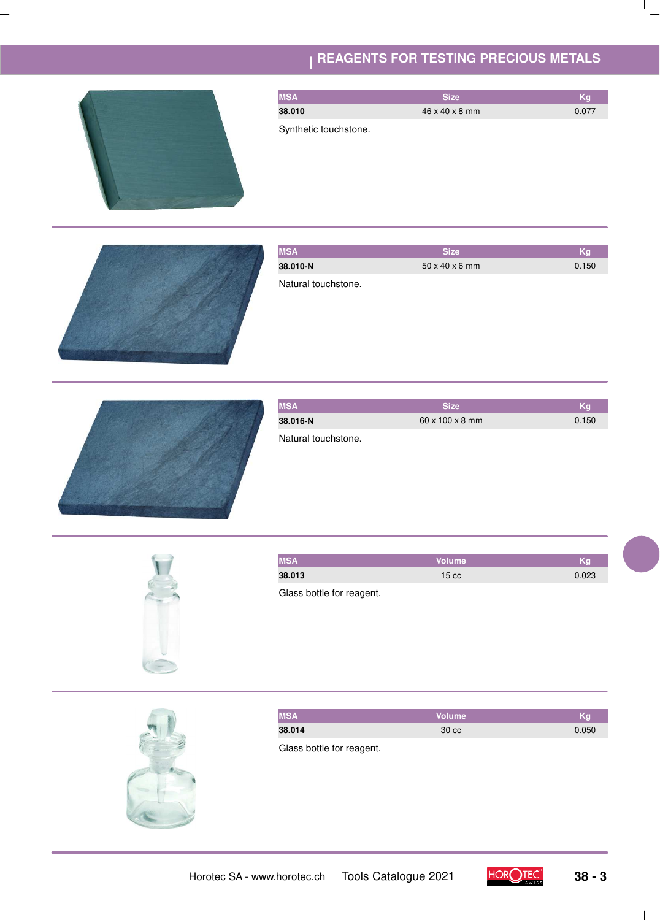# REAGENTS FOR TESTING PRECIOUS METALS

| MSA | Size | Kg |
|---|---|---|
| **38.010** | 46 x 40 x 8 mm | 0.077 |

Synthetic touchstone.

| MSA | Size | Kg |
|---|---|---|
| **38.010-N** | 50 x 40 x 6 mm | 0.150 |

Natural touchstone.

| MSA | Size | Kg |
|---|---|---|
| **38.016-N** | 60 x 100 x 8 mm | 0.150 |

Natural touchstone.

| MSA | Volume | Kg |
|---|---|---|
| **38.013** | 15 cc | 0.023 |

Glass bottle for reagent.

| MSA | Volume | Kg |
|---|---|---|
| **38.014** | 30 cc | 0.050 |

Glass bottle for reagent.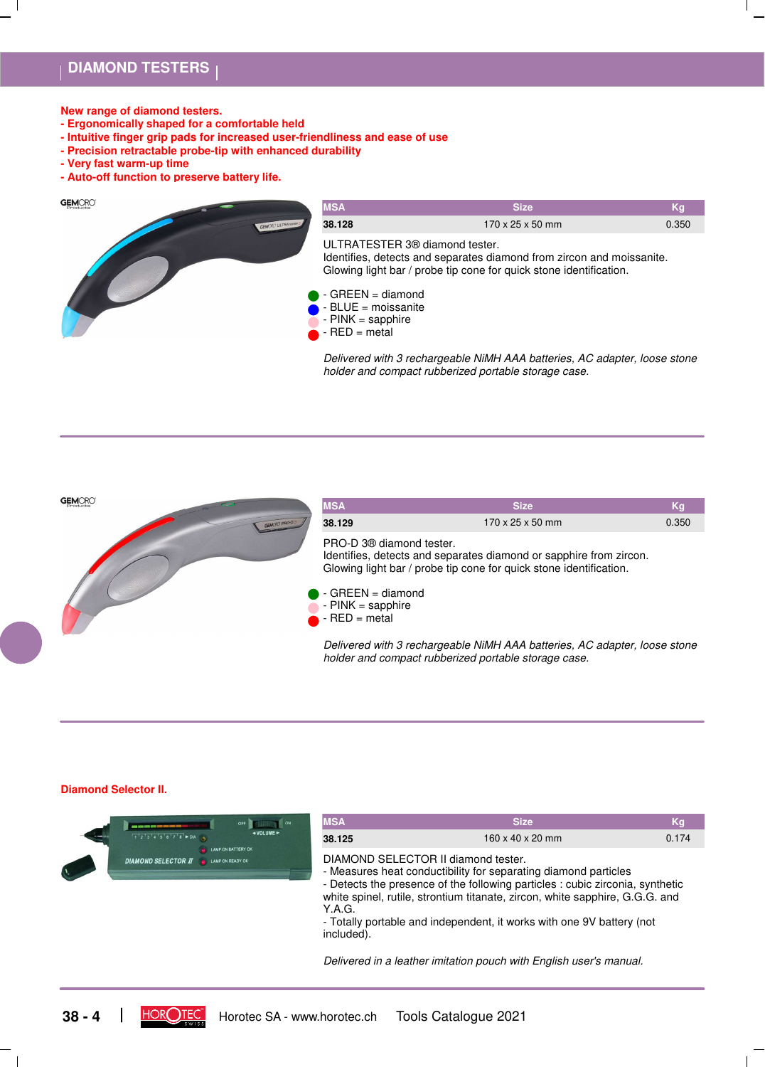# DIAMOND TESTERS

**New range of diamond testers.**
**- Ergonomically shaped for a comfortable held**
**- Intuitive finger grip pads for increased user-friendliness and ease of use**
**- Precision retractable probe-tip with enhanced durability**
**- Very fast warm-up time**
**- Auto-off function to preserve battery life.**

| MSA | Size | Kg |
|---|---|---|
| 38.128 | 170 x 25 x 50 mm | 0.350 |

ULTRATESTER 3® diamond tester.
Identifies, detects and separates diamond from zircon and moissanite.
Glowing light bar / probe tip cone for quick stone identification.

- GREEN = diamond
- BLUE = moissanite
- PINK = sapphire
- RED = metal

*Delivered with 3 rechargeable NiMH AAA batteries, AC adapter, loose stone holder and compact rubberized portable storage case.*

---

| MSA | Size | Kg |
|---|---|---|
| 38.129 | 170 x 25 x 50 mm | 0.350 |

PRO-D 3® diamond tester.
Identifies, detects and separates diamond or sapphire from zircon.
Glowing light bar / probe tip cone for quick stone identification.

- GREEN = diamond
- PINK = sapphire
- RED = metal

*Delivered with 3 rechargeable NiMH AAA batteries, AC adapter, loose stone holder and compact rubberized portable storage case.*

---

## Diamond Selector II.

| MSA | Size | Kg |
|---|---|---|
| 38.125 | 160 x 40 x 20 mm | 0.174 |

DIAMOND SELECTOR II diamond tester.
- Measures heat conductibility for separating diamond particles
- Detects the presence of the following particles : cubic zirconia, synthetic white spinel, rutile, strontium titanate, zircon, white sapphire, G.G.G. and Y.A.G.
- Totally portable and independent, it works with one 9V battery (not included).

*Delivered in a leather imitation pouch with English user's manual.*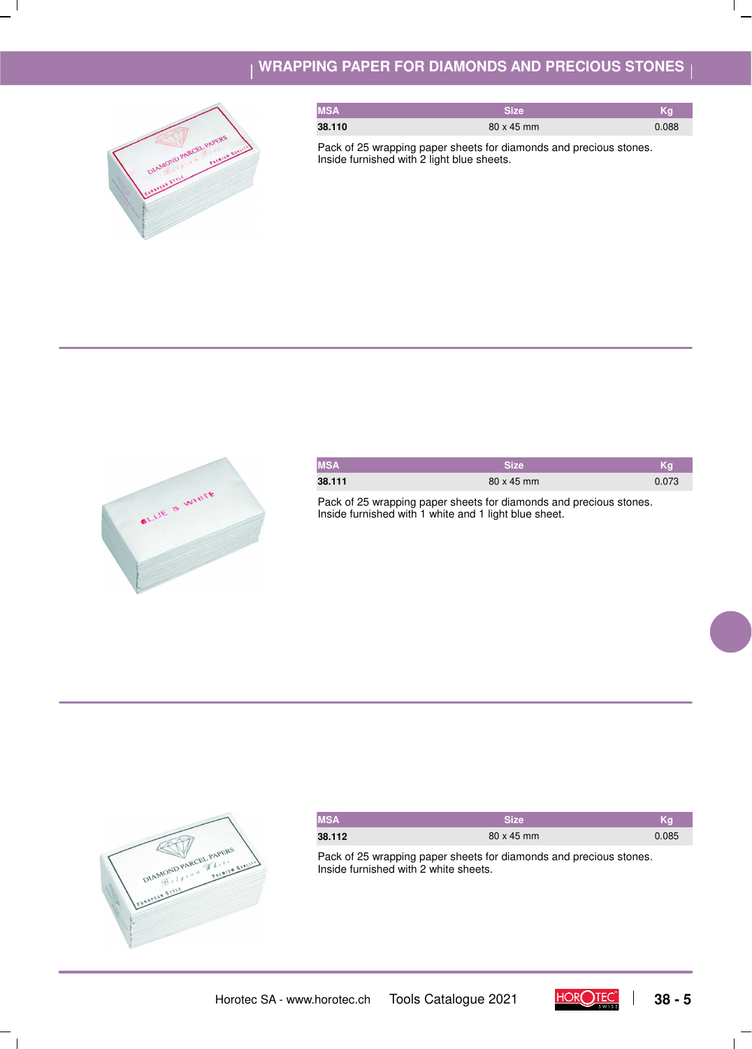# WRAPPING PAPER FOR DIAMONDS AND PRECIOUS STONES

| MSA | Size | Kg |
|---|---|---|
| 38.110 | 80 x 45 mm | 0.088 |

Pack of 25 wrapping paper sheets for diamonds and precious stones.
Inside furnished with 2 light blue sheets.

| MSA | Size | Kg |
|---|---|---|
| 38.111 | 80 x 45 mm | 0.073 |

Pack of 25 wrapping paper sheets for diamonds and precious stones.
Inside furnished with 1 white and 1 light blue sheet.

| MSA | Size | Kg |
|---|---|---|
| 38.112 | 80 x 45 mm | 0.085 |

Pack of 25 wrapping paper sheets for diamonds and precious stones.
Inside furnished with 2 white sheets.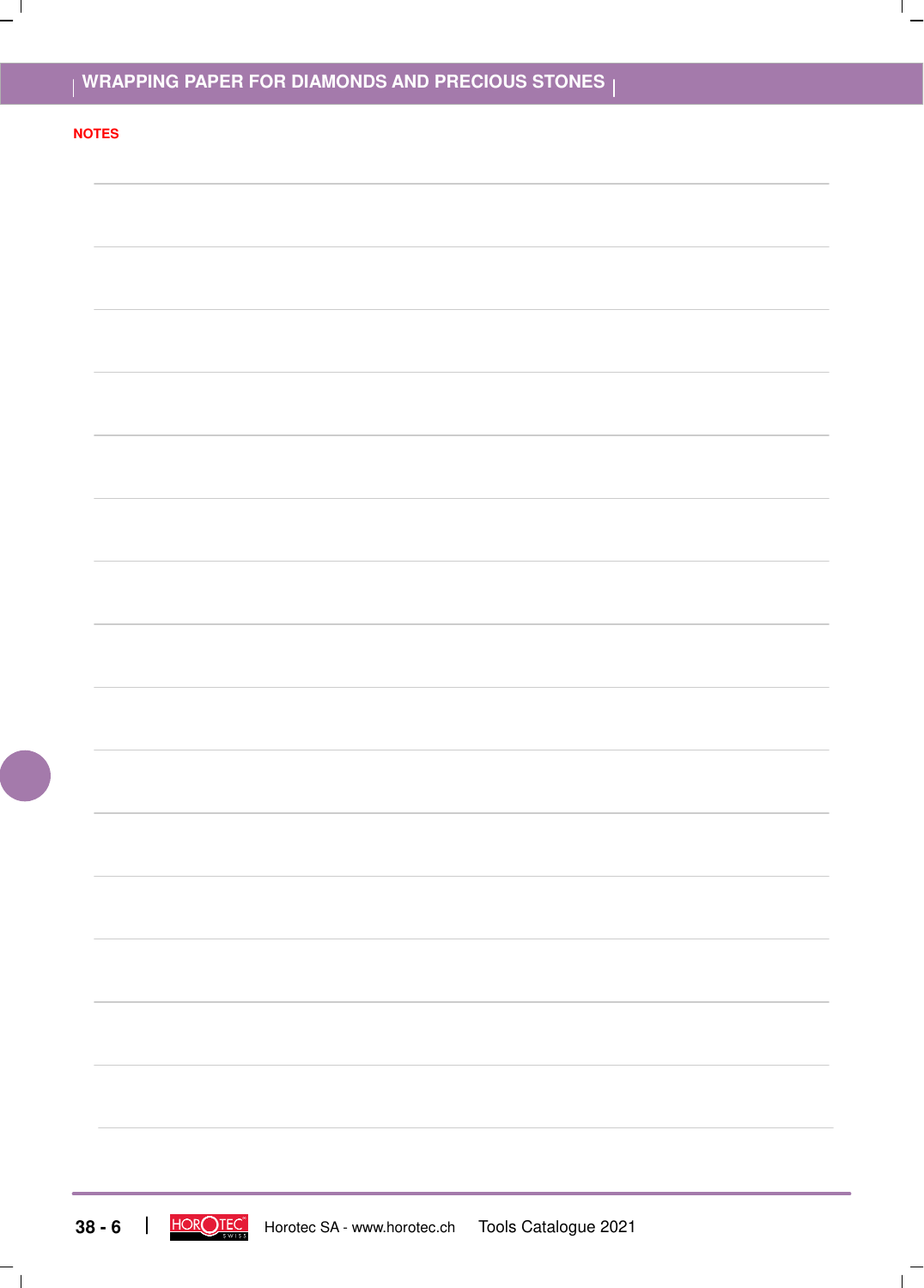**NOTES**